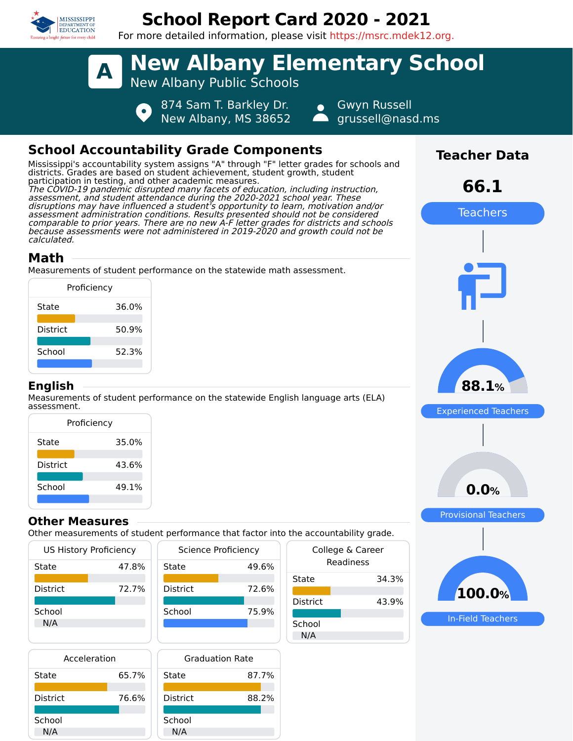# School Report Card 2020 - 2021

For more detailed information, please visit https://msrc.mdek12.org.

# A New Albany Elementary School

New Albany Public Schools

874 Sam T. Barkley Dr.
New Albany, MS 38652

Gwyn Russell
grussell@nasd.ms

## School Accountability Grade Components

Mississippi's accountability system assigns "A" through "F" letter grades for schools and districts. Grades are based on student achievement, student growth, student participation in testing, and other academic measures.

*The COVID-19 pandemic disrupted many facets of education, including instruction, assessment, and student attendance during the 2020-2021 school year. These disruptions may have influenced a student's opportunity to learn, motivation and/or assessment administration conditions. Results presented should not be considered comparable to prior years. There are no new A-F letter grades for districts and schools because assessments were not administered in 2019-2020 and growth could not be calculated.*

## Math

Measurements of student performance on the statewide math assessment.

| Proficiency | |
|---|---|
| State | 36.0% |
| District | 50.9% |
| School | 52.3% |

## English

Measurements of student performance on the statewide English language arts (ELA) assessment.

| Proficiency | |
|---|---|
| State | 35.0% |
| District | 43.6% |
| School | 49.1% |

## Other Measures

Other measurements of student performance that factor into the accountability grade.

| US History Proficiency | |
|---|---|
| State | 47.8% |
| District | 72.7% |
| School | N/A |

| Science Proficiency | |
|---|---|
| State | 49.6% |
| District | 72.6% |
| School | 75.9% |

| College & Career Readiness | |
|---|---|
| State | 34.3% |
| District | 43.9% |
| School | N/A |

| Acceleration | |
|---|---|
| State | 65.7% |
| District | 76.6% |
| School | N/A |

| Graduation Rate | |
|---|---|
| State | 87.7% |
| District | 88.2% |
| School | N/A |

## Teacher Data

**66.1** Teachers

**88.1%** Experienced Teachers

**0.0%** Provisional Teachers

**100.0%** In-Field Teachers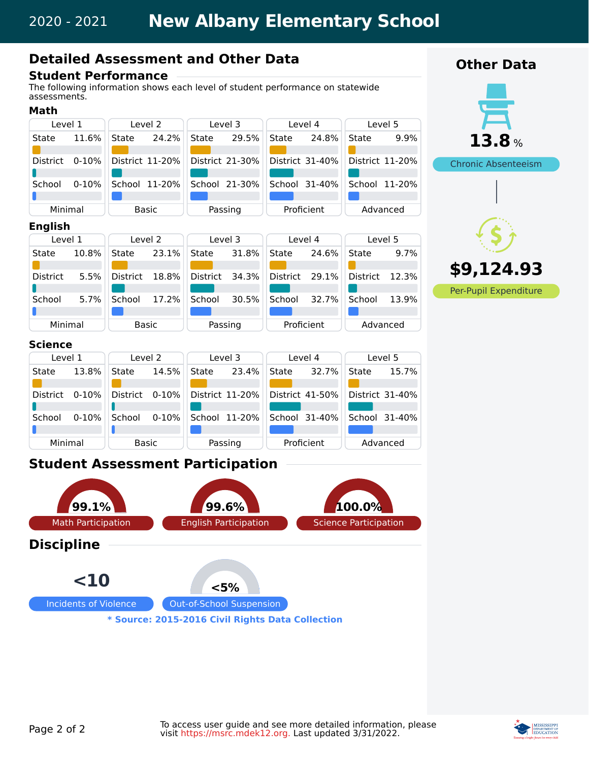# 2020 - 2021 New Albany Elementary School

## Detailed Assessment and Other Data

### Student Performance

The following information shows each level of student performance on statewide assessments.

#### Math

| | Level 1 | Level 2 | Level 3 | Level 4 | Level 5 |
|---|---|---|---|---|---|
| State | 11.6% | 24.2% | 29.5% | 24.8% | 9.9% |
| District | 0-10% | 11-20% | 21-30% | 31-40% | 11-20% |
| School | 0-10% | 11-20% | 21-30% | 31-40% | 11-20% |
| | Minimal | Basic | Passing | Proficient | Advanced |

#### English

| | Level 1 | Level 2 | Level 3 | Level 4 | Level 5 |
|---|---|---|---|---|---|
| State | 10.8% | 23.1% | 31.8% | 24.6% | 9.7% |
| District | 5.5% | 18.8% | 34.3% | 29.1% | 12.3% |
| School | 5.7% | 17.2% | 30.5% | 32.7% | 13.9% |
| | Minimal | Basic | Passing | Proficient | Advanced |

#### Science

| | Level 1 | Level 2 | Level 3 | Level 4 | Level 5 |
|---|---|---|---|---|---|
| State | 13.8% | 14.5% | 23.4% | 32.7% | 15.7% |
| District | 0-10% | 0-10% | 11-20% | 41-50% | 31-40% |
| School | 0-10% | 0-10% | 11-20% | 31-40% | 31-40% |
| | Minimal | Basic | Passing | Proficient | Advanced |

### Student Assessment Participation

99.1%
Math Participation

99.6%
English Participation

100.0%
Science Participation

### Discipline

<10
Incidents of Violence

<5%
Out-of-School Suspension

* Source: 2015-2016 Civil Rights Data Collection

## Other Data

13.8 %
Chronic Absenteeism

$9,124.93
Per-Pupil Expenditure

To access user guide and see more detailed information, please visit https://msrc.mdek12.org. Last updated 3/31/2022.